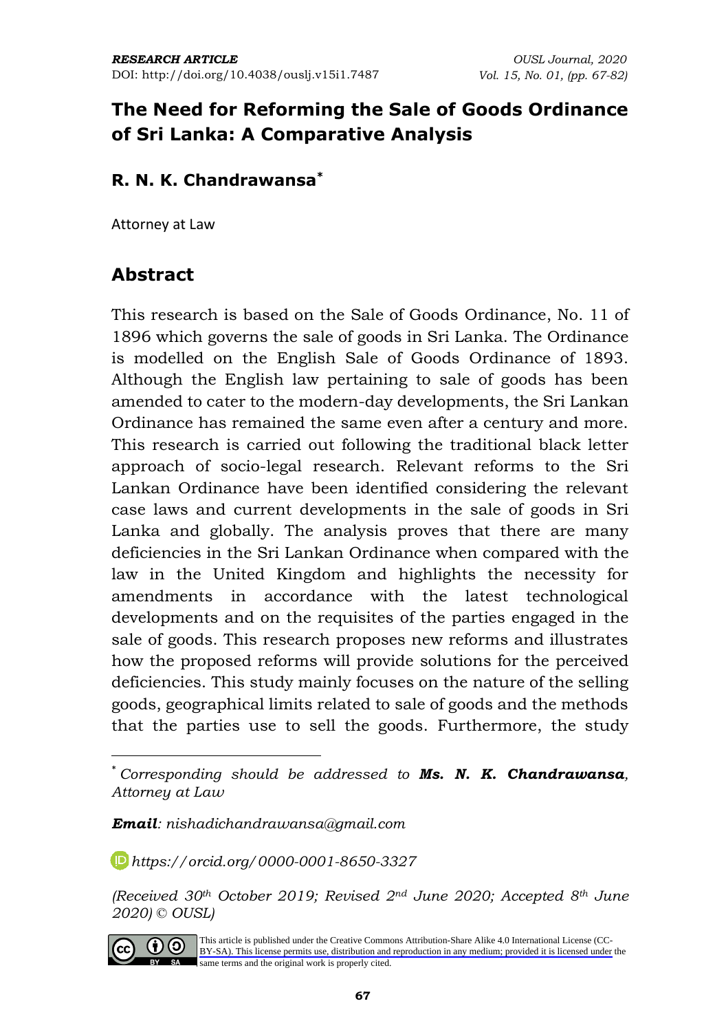*RESEARCH ARTICLE*
DOI: http://doi.org/10.4038/ouslj.v15i1.7487

# The Need for Reforming the Sale of Goods Ordinance of Sri Lanka: A Comparative Analysis

**R. N. K. Chandrawansa***

Attorney at Law

## Abstract

This research is based on the Sale of Goods Ordinance, No. 11 of 1896 which governs the sale of goods in Sri Lanka. The Ordinance is modelled on the English Sale of Goods Ordinance of 1893. Although the English law pertaining to sale of goods has been amended to cater to the modern-day developments, the Sri Lankan Ordinance has remained the same even after a century and more. This research is carried out following the traditional black letter approach of socio-legal research. Relevant reforms to the Sri Lankan Ordinance have been identified considering the relevant case laws and current developments in the sale of goods in Sri Lanka and globally. The analysis proves that there are many deficiencies in the Sri Lankan Ordinance when compared with the law in the United Kingdom and highlights the necessity for amendments in accordance with the latest technological developments and on the requisites of the parties engaged in the sale of goods. This research proposes new reforms and illustrates how the proposed reforms will provide solutions for the perceived deficiencies. This study mainly focuses on the nature of the selling goods, geographical limits related to sale of goods and the methods that the parties use to sell the goods. Furthermore, the study

---

\* *Corresponding should be addressed to **Ms. N. K. Chandrawansa**, Attorney at Law*

***Email**: nishadichandrawansa@gmail.com*

*https://orcid.org/0000-0001-8650-3327*

*(Received 30th October 2019; Revised 2nd June 2020; Accepted 8th June 2020) © OUSL)*

This article is published under the Creative Commons Attribution-Share Alike 4.0 International License (CC-BY-SA). This license permits use, distribution and reproduction in any medium; provided it is licensed under the same terms and the original work is properly cited.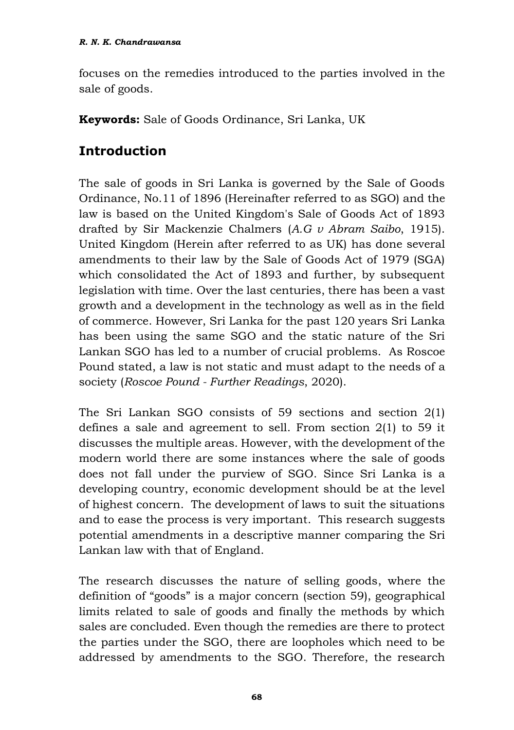focuses on the remedies introduced to the parties involved in the sale of goods.

**Keywords:** Sale of Goods Ordinance, Sri Lanka, UK

## Introduction

The sale of goods in Sri Lanka is governed by the Sale of Goods Ordinance, No.11 of 1896 (Hereinafter referred to as SGO) and the law is based on the United Kingdom's Sale of Goods Act of 1893 drafted by Sir Mackenzie Chalmers (*A.G v Abram Saibo*, 1915). United Kingdom (Herein after referred to as UK) has done several amendments to their law by the Sale of Goods Act of 1979 (SGA) which consolidated the Act of 1893 and further, by subsequent legislation with time. Over the last centuries, there has been a vast growth and a development in the technology as well as in the field of commerce. However, Sri Lanka for the past 120 years Sri Lanka has been using the same SGO and the static nature of the Sri Lankan SGO has led to a number of crucial problems. As Roscoe Pound stated, a law is not static and must adapt to the needs of a society (*Roscoe Pound - Further Readings*, 2020).

The Sri Lankan SGO consists of 59 sections and section 2(1) defines a sale and agreement to sell. From section 2(1) to 59 it discusses the multiple areas. However, with the development of the modern world there are some instances where the sale of goods does not fall under the purview of SGO. Since Sri Lanka is a developing country, economic development should be at the level of highest concern. The development of laws to suit the situations and to ease the process is very important. This research suggests potential amendments in a descriptive manner comparing the Sri Lankan law with that of England.

The research discusses the nature of selling goods, where the definition of "goods" is a major concern (section 59), geographical limits related to sale of goods and finally the methods by which sales are concluded. Even though the remedies are there to protect the parties under the SGO, there are loopholes which need to be addressed by amendments to the SGO. Therefore, the research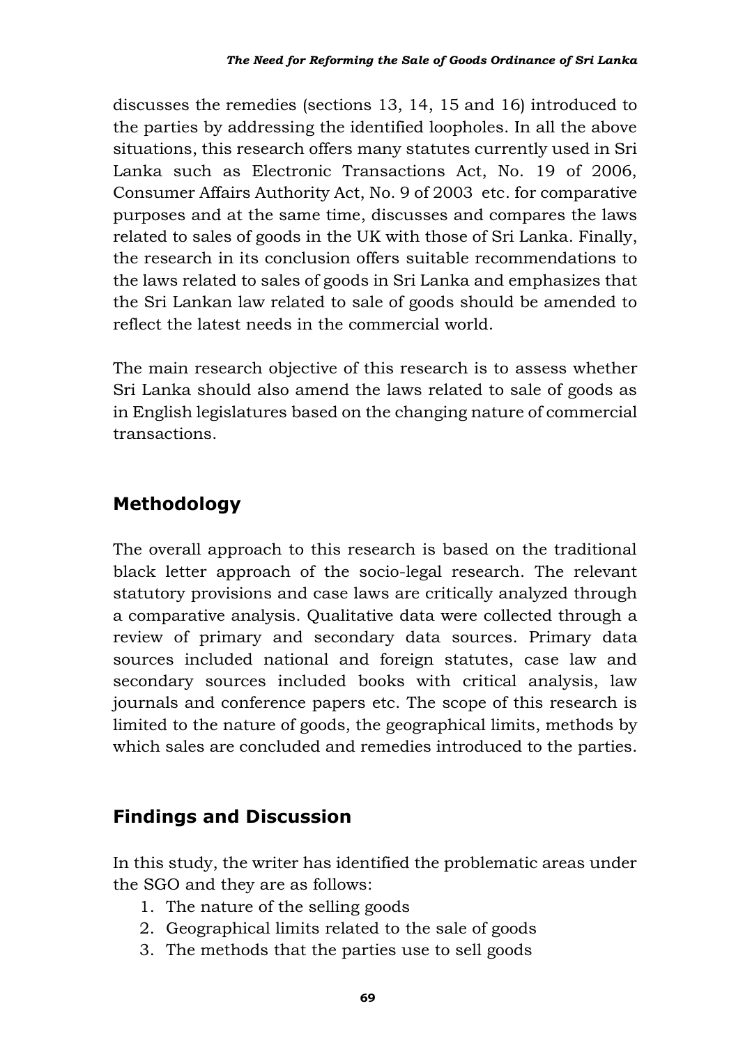discusses the remedies (sections 13, 14, 15 and 16) introduced to the parties by addressing the identified loopholes. In all the above situations, this research offers many statutes currently used in Sri Lanka such as Electronic Transactions Act, No. 19 of 2006, Consumer Affairs Authority Act, No. 9 of 2003 etc. for comparative purposes and at the same time, discusses and compares the laws related to sales of goods in the UK with those of Sri Lanka. Finally, the research in its conclusion offers suitable recommendations to the laws related to sales of goods in Sri Lanka and emphasizes that the Sri Lankan law related to sale of goods should be amended to reflect the latest needs in the commercial world.

The main research objective of this research is to assess whether Sri Lanka should also amend the laws related to sale of goods as in English legislatures based on the changing nature of commercial transactions.

## Methodology

The overall approach to this research is based on the traditional black letter approach of the socio-legal research. The relevant statutory provisions and case laws are critically analyzed through a comparative analysis. Qualitative data were collected through a review of primary and secondary data sources. Primary data sources included national and foreign statutes, case law and secondary sources included books with critical analysis, law journals and conference papers etc. The scope of this research is limited to the nature of goods, the geographical limits, methods by which sales are concluded and remedies introduced to the parties.

## Findings and Discussion

In this study, the writer has identified the problematic areas under the SGO and they are as follows:

1. The nature of the selling goods
2. Geographical limits related to the sale of goods
3. The methods that the parties use to sell goods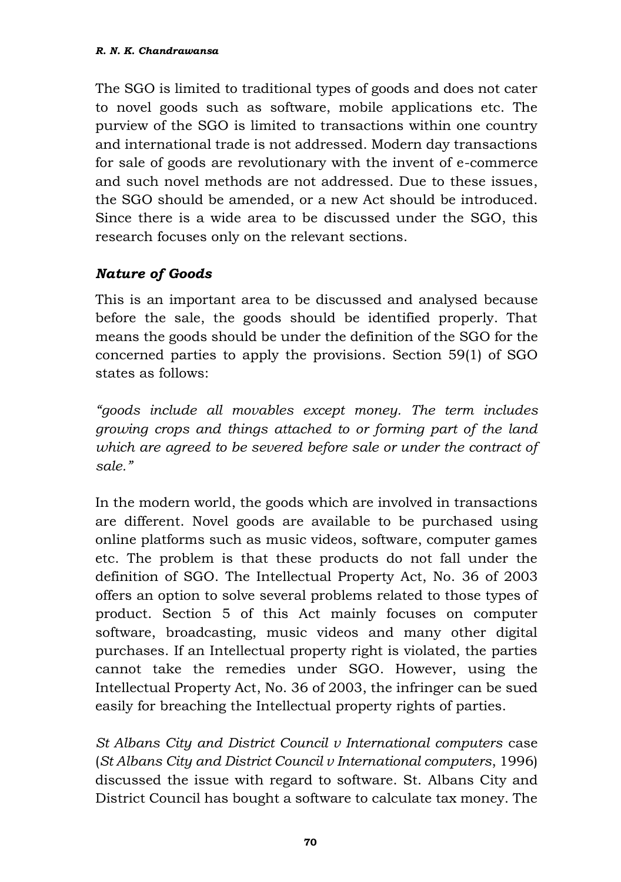The SGO is limited to traditional types of goods and does not cater to novel goods such as software, mobile applications etc. The purview of the SGO is limited to transactions within one country and international trade is not addressed. Modern day transactions for sale of goods are revolutionary with the invent of e-commerce and such novel methods are not addressed. Due to these issues, the SGO should be amended, or a new Act should be introduced. Since there is a wide area to be discussed under the SGO, this research focuses only on the relevant sections.

### *Nature of Goods*

This is an important area to be discussed and analysed because before the sale, the goods should be identified properly. That means the goods should be under the definition of the SGO for the concerned parties to apply the provisions. Section 59(1) of SGO states as follows:

*"goods include all movables except money. The term includes growing crops and things attached to or forming part of the land which are agreed to be severed before sale or under the contract of sale."*

In the modern world, the goods which are involved in transactions are different. Novel goods are available to be purchased using online platforms such as music videos, software, computer games etc. The problem is that these products do not fall under the definition of SGO. The Intellectual Property Act, No. 36 of 2003 offers an option to solve several problems related to those types of product. Section 5 of this Act mainly focuses on computer software, broadcasting, music videos and many other digital purchases. If an Intellectual property right is violated, the parties cannot take the remedies under SGO. However, using the Intellectual Property Act, No. 36 of 2003, the infringer can be sued easily for breaching the Intellectual property rights of parties.

*St Albans City and District Council v International computers* case (*St Albans City and District Council v International computers*, 1996) discussed the issue with regard to software. St. Albans City and District Council has bought a software to calculate tax money. The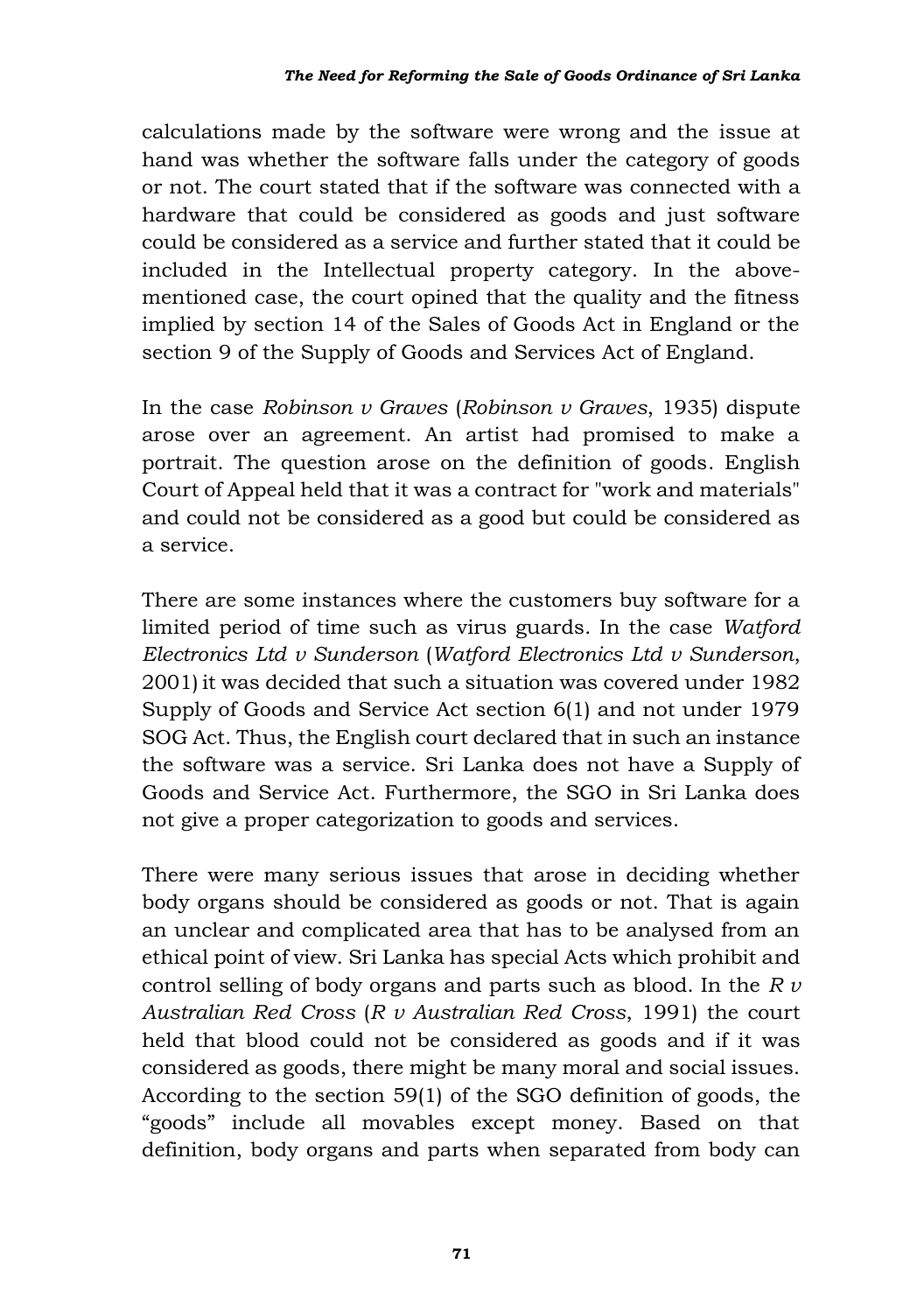calculations made by the software were wrong and the issue at hand was whether the software falls under the category of goods or not. The court stated that if the software was connected with a hardware that could be considered as goods and just software could be considered as a service and further stated that it could be included in the Intellectual property category. In the above-mentioned case, the court opined that the quality and the fitness implied by section 14 of the Sales of Goods Act in England or the section 9 of the Supply of Goods and Services Act of England.

In the case *Robinson v Graves* (*Robinson v Graves*, 1935) dispute arose over an agreement. An artist had promised to make a portrait. The question arose on the definition of goods. English Court of Appeal held that it was a contract for "work and materials" and could not be considered as a good but could be considered as a service.

There are some instances where the customers buy software for a limited period of time such as virus guards. In the case *Watford Electronics Ltd v Sunderson* (*Watford Electronics Ltd v Sunderson*, 2001) it was decided that such a situation was covered under 1982 Supply of Goods and Service Act section 6(1) and not under 1979 SOG Act. Thus, the English court declared that in such an instance the software was a service. Sri Lanka does not have a Supply of Goods and Service Act. Furthermore, the SGO in Sri Lanka does not give a proper categorization to goods and services.

There were many serious issues that arose in deciding whether body organs should be considered as goods or not. That is again an unclear and complicated area that has to be analysed from an ethical point of view. Sri Lanka has special Acts which prohibit and control selling of body organs and parts such as blood. In the *R v Australian Red Cross* (*R v Australian Red Cross*, 1991) the court held that blood could not be considered as goods and if it was considered as goods, there might be many moral and social issues. According to the section 59(1) of the SGO definition of goods, the "goods" include all movables except money. Based on that definition, body organs and parts when separated from body can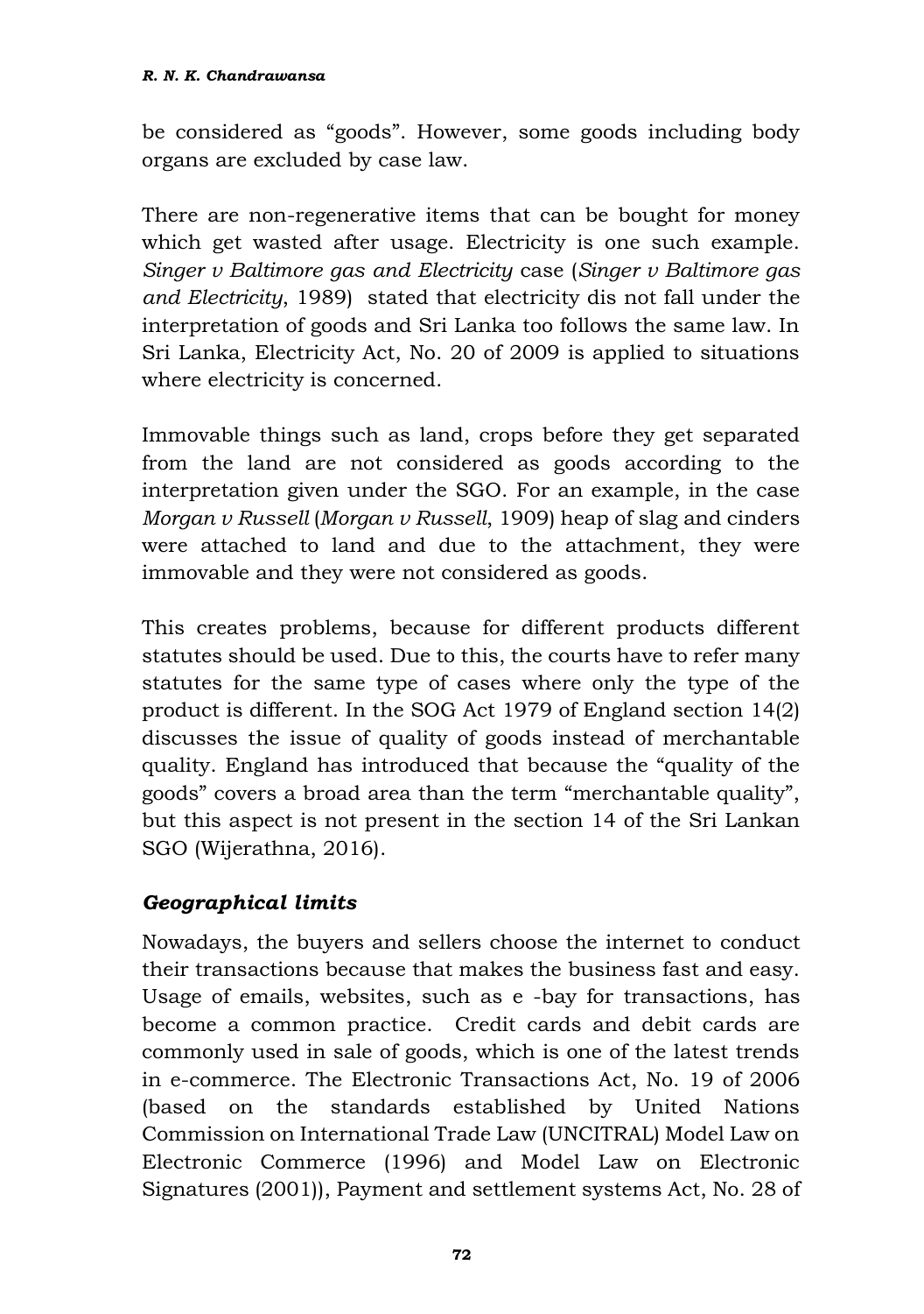be considered as "goods". However, some goods including body organs are excluded by case law.

There are non-regenerative items that can be bought for money which get wasted after usage. Electricity is one such example. *Singer v Baltimore gas and Electricity* case (*Singer v Baltimore gas and Electricity*, 1989) stated that electricity dis not fall under the interpretation of goods and Sri Lanka too follows the same law. In Sri Lanka, Electricity Act, No. 20 of 2009 is applied to situations where electricity is concerned.

Immovable things such as land, crops before they get separated from the land are not considered as goods according to the interpretation given under the SGO. For an example, in the case *Morgan v Russell* (*Morgan v Russell*, 1909) heap of slag and cinders were attached to land and due to the attachment, they were immovable and they were not considered as goods.

This creates problems, because for different products different statutes should be used. Due to this, the courts have to refer many statutes for the same type of cases where only the type of the product is different. In the SOG Act 1979 of England section 14(2) discusses the issue of quality of goods instead of merchantable quality. England has introduced that because the "quality of the goods" covers a broad area than the term "merchantable quality", but this aspect is not present in the section 14 of the Sri Lankan SGO (Wijerathna, 2016).

### *Geographical limits*

Nowadays, the buyers and sellers choose the internet to conduct their transactions because that makes the business fast and easy. Usage of emails, websites, such as e -bay for transactions, has become a common practice. Credit cards and debit cards are commonly used in sale of goods, which is one of the latest trends in e-commerce. The Electronic Transactions Act, No. 19 of 2006 (based on the standards established by United Nations Commission on International Trade Law (UNCITRAL) Model Law on Electronic Commerce (1996) and Model Law on Electronic Signatures (2001)), Payment and settlement systems Act, No. 28 of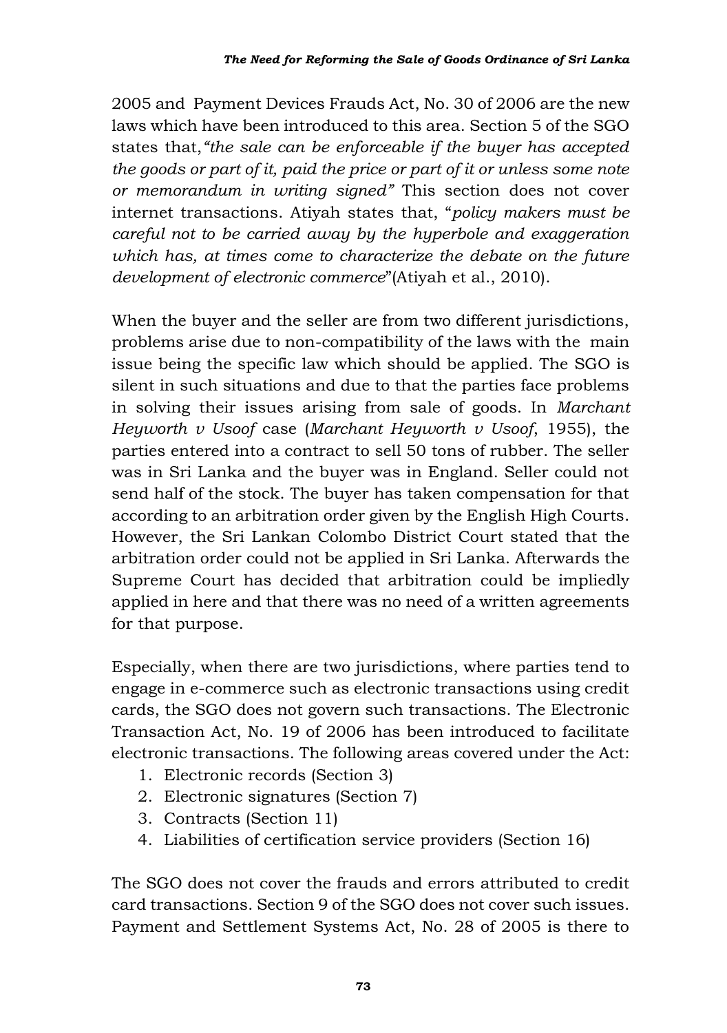2005 and Payment Devices Frauds Act, No. 30 of 2006 are the new laws which have been introduced to this area. Section 5 of the SGO states that,*"the sale can be enforceable if the buyer has accepted the goods or part of it, paid the price or part of it or unless some note or memorandum in writing signed"* This section does not cover internet transactions. Atiyah states that, "*policy makers must be careful not to be carried away by the hyperbole and exaggeration which has, at times come to characterize the debate on the future development of electronic commerce*"(Atiyah et al., 2010).

When the buyer and the seller are from two different jurisdictions, problems arise due to non-compatibility of the laws with the main issue being the specific law which should be applied. The SGO is silent in such situations and due to that the parties face problems in solving their issues arising from sale of goods. In *Marchant Heyworth v Usoof* case (*Marchant Heyworth v Usoof*, 1955), the parties entered into a contract to sell 50 tons of rubber. The seller was in Sri Lanka and the buyer was in England. Seller could not send half of the stock. The buyer has taken compensation for that according to an arbitration order given by the English High Courts. However, the Sri Lankan Colombo District Court stated that the arbitration order could not be applied in Sri Lanka. Afterwards the Supreme Court has decided that arbitration could be impliedly applied in here and that there was no need of a written agreements for that purpose.

Especially, when there are two jurisdictions, where parties tend to engage in e-commerce such as electronic transactions using credit cards, the SGO does not govern such transactions. The Electronic Transaction Act, No. 19 of 2006 has been introduced to facilitate electronic transactions. The following areas covered under the Act:

1. Electronic records (Section 3)
2. Electronic signatures (Section 7)
3. Contracts (Section 11)
4. Liabilities of certification service providers (Section 16)

The SGO does not cover the frauds and errors attributed to credit card transactions. Section 9 of the SGO does not cover such issues. Payment and Settlement Systems Act, No. 28 of 2005 is there to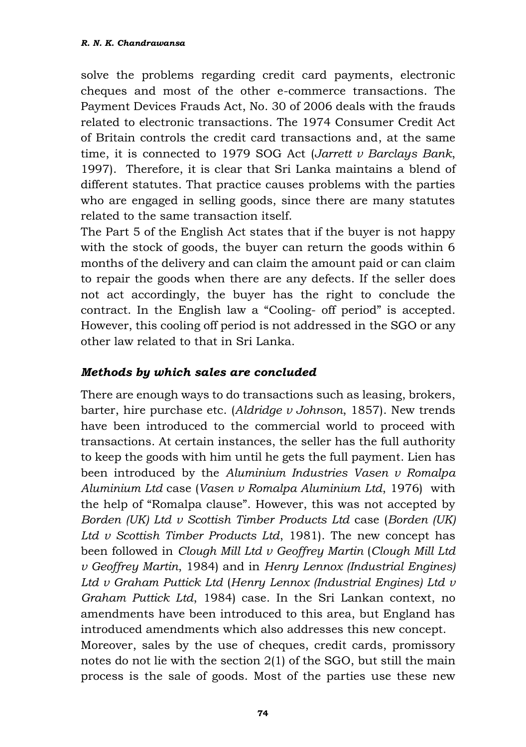solve the problems regarding credit card payments, electronic cheques and most of the other e-commerce transactions. The Payment Devices Frauds Act, No. 30 of 2006 deals with the frauds related to electronic transactions. The 1974 Consumer Credit Act of Britain controls the credit card transactions and, at the same time, it is connected to 1979 SOG Act (*Jarrett v Barclays Bank*, 1997). Therefore, it is clear that Sri Lanka maintains a blend of different statutes. That practice causes problems with the parties who are engaged in selling goods, since there are many statutes related to the same transaction itself.

The Part 5 of the English Act states that if the buyer is not happy with the stock of goods, the buyer can return the goods within 6 months of the delivery and can claim the amount paid or can claim to repair the goods when there are any defects. If the seller does not act accordingly, the buyer has the right to conclude the contract. In the English law a "Cooling- off period" is accepted. However, this cooling off period is not addressed in the SGO or any other law related to that in Sri Lanka.

### *Methods by which sales are concluded*

There are enough ways to do transactions such as leasing, brokers, barter, hire purchase etc. (*Aldridge v Johnson*, 1857). New trends have been introduced to the commercial world to proceed with transactions. At certain instances, the seller has the full authority to keep the goods with him until he gets the full payment. Lien has been introduced by the *Aluminium Industries Vasen v Romalpa Aluminium Ltd* case (*Vasen v Romalpa Aluminium Ltd*, 1976) with the help of "Romalpa clause". However, this was not accepted by *Borden (UK) Ltd v Scottish Timber Products Ltd* case (*Borden (UK) Ltd v Scottish Timber Products Ltd*, 1981). The new concept has been followed in *Clough Mill Ltd v Geoffrey Martin* (*Clough Mill Ltd v Geoffrey Martin*, 1984) and in *Henry Lennox (Industrial Engines) Ltd v Graham Puttick Ltd* (*Henry Lennox (Industrial Engines) Ltd v Graham Puttick Ltd*, 1984) case. In the Sri Lankan context, no amendments have been introduced to this area, but England has introduced amendments which also addresses this new concept.

Moreover, sales by the use of cheques, credit cards, promissory notes do not lie with the section 2(1) of the SGO, but still the main process is the sale of goods. Most of the parties use these new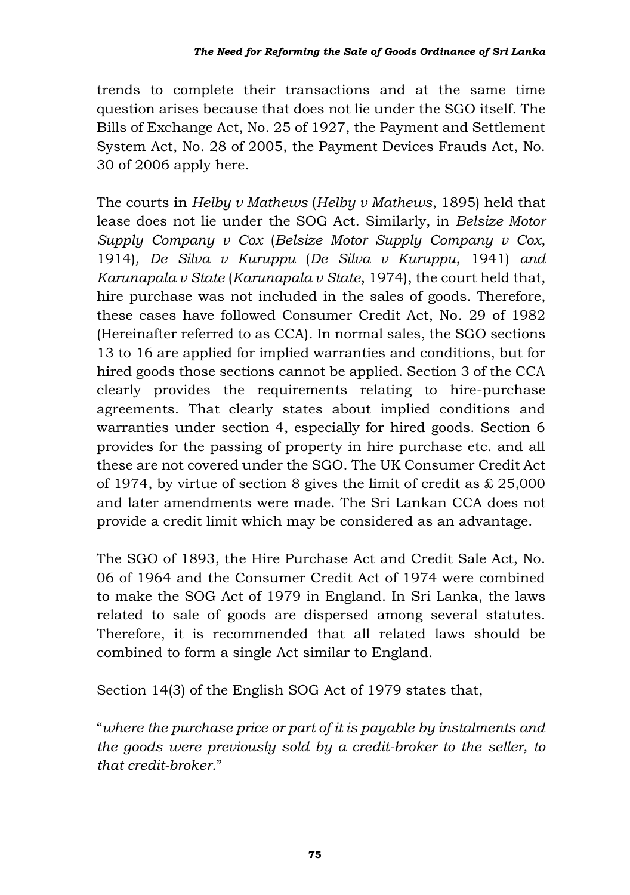trends to complete their transactions and at the same time question arises because that does not lie under the SGO itself. The Bills of Exchange Act, No. 25 of 1927, the Payment and Settlement System Act, No. 28 of 2005, the Payment Devices Frauds Act, No. 30 of 2006 apply here.

The courts in *Helby v Mathews* (*Helby v Mathews*, 1895) held that lease does not lie under the SOG Act. Similarly, in *Belsize Motor Supply Company v Cox* (*Belsize Motor Supply Company v Cox*, 1914)*, De Silva v Kuruppu* (*De Silva v Kuruppu*, 1941) *and Karunapala v State* (*Karunapala v State*, 1974), the court held that, hire purchase was not included in the sales of goods. Therefore, these cases have followed Consumer Credit Act, No. 29 of 1982 (Hereinafter referred to as CCA). In normal sales, the SGO sections 13 to 16 are applied for implied warranties and conditions, but for hired goods those sections cannot be applied. Section 3 of the CCA clearly provides the requirements relating to hire-purchase agreements. That clearly states about implied conditions and warranties under section 4, especially for hired goods. Section 6 provides for the passing of property in hire purchase etc. and all these are not covered under the SGO. The UK Consumer Credit Act of 1974, by virtue of section 8 gives the limit of credit as £ 25,000 and later amendments were made. The Sri Lankan CCA does not provide a credit limit which may be considered as an advantage.

The SGO of 1893, the Hire Purchase Act and Credit Sale Act, No. 06 of 1964 and the Consumer Credit Act of 1974 were combined to make the SOG Act of 1979 in England. In Sri Lanka, the laws related to sale of goods are dispersed among several statutes. Therefore, it is recommended that all related laws should be combined to form a single Act similar to England.

Section 14(3) of the English SOG Act of 1979 states that,

"*where the purchase price or part of it is payable by instalments and the goods were previously sold by a credit-broker to the seller, to that credit-broker.*"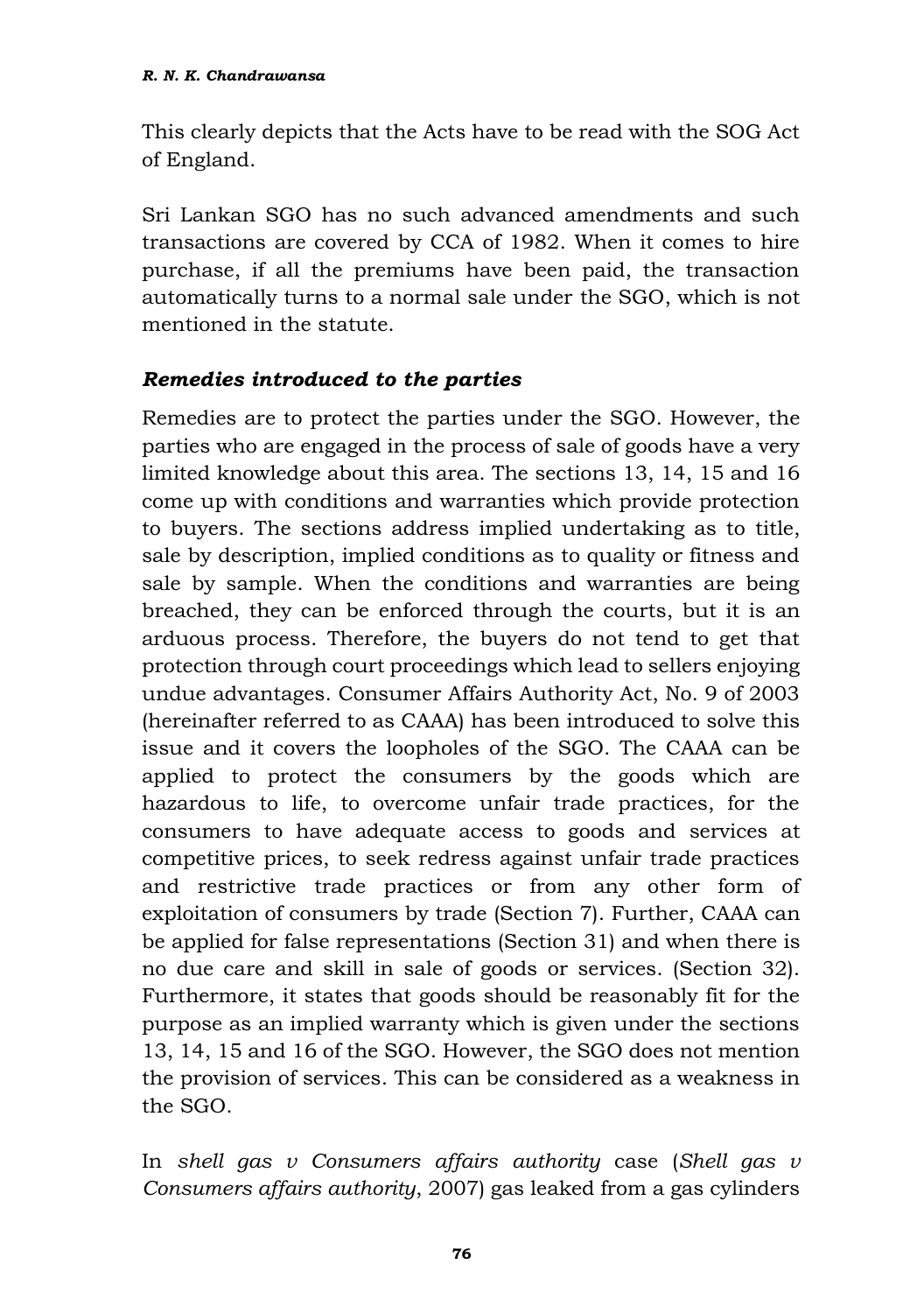This clearly depicts that the Acts have to be read with the SOG Act of England.

Sri Lankan SGO has no such advanced amendments and such transactions are covered by CCA of 1982. When it comes to hire purchase, if all the premiums have been paid, the transaction automatically turns to a normal sale under the SGO, which is not mentioned in the statute.

### *Remedies introduced to the parties*

Remedies are to protect the parties under the SGO. However, the parties who are engaged in the process of sale of goods have a very limited knowledge about this area. The sections 13, 14, 15 and 16 come up with conditions and warranties which provide protection to buyers. The sections address implied undertaking as to title, sale by description, implied conditions as to quality or fitness and sale by sample. When the conditions and warranties are being breached, they can be enforced through the courts, but it is an arduous process. Therefore, the buyers do not tend to get that protection through court proceedings which lead to sellers enjoying undue advantages. Consumer Affairs Authority Act, No. 9 of 2003 (hereinafter referred to as CAAA) has been introduced to solve this issue and it covers the loopholes of the SGO. The CAAA can be applied to protect the consumers by the goods which are hazardous to life, to overcome unfair trade practices, for the consumers to have adequate access to goods and services at competitive prices, to seek redress against unfair trade practices and restrictive trade practices or from any other form of exploitation of consumers by trade (Section 7). Further, CAAA can be applied for false representations (Section 31) and when there is no due care and skill in sale of goods or services. (Section 32). Furthermore, it states that goods should be reasonably fit for the purpose as an implied warranty which is given under the sections 13, 14, 15 and 16 of the SGO. However, the SGO does not mention the provision of services. This can be considered as a weakness in the SGO.

In *shell gas v Consumers affairs authority* case (*Shell gas v Consumers affairs authority*, 2007) gas leaked from a gas cylinders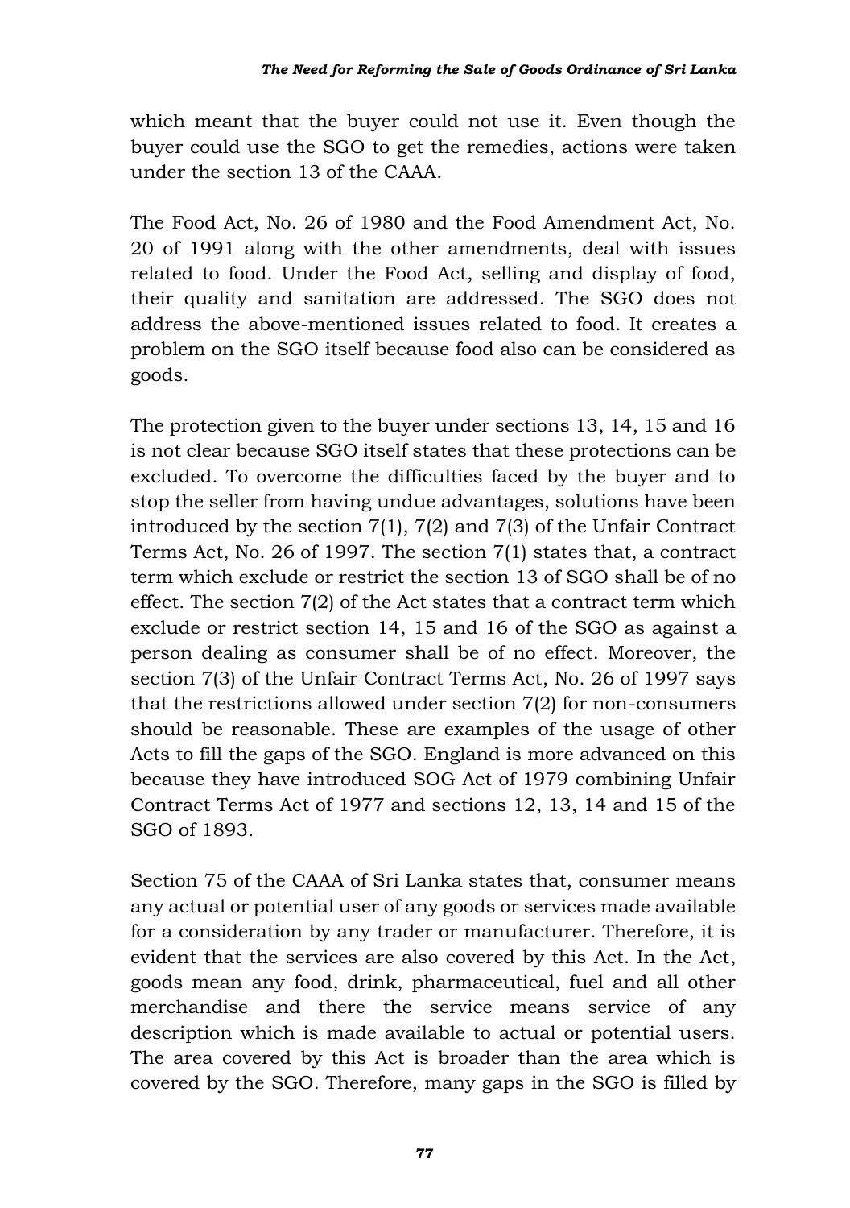which meant that the buyer could not use it. Even though the buyer could use the SGO to get the remedies, actions were taken under the section 13 of the CAAA.

The Food Act, No. 26 of 1980 and the Food Amendment Act, No. 20 of 1991 along with the other amendments, deal with issues related to food. Under the Food Act, selling and display of food, their quality and sanitation are addressed. The SGO does not address the above-mentioned issues related to food. It creates a problem on the SGO itself because food also can be considered as goods.

The protection given to the buyer under sections 13, 14, 15 and 16 is not clear because SGO itself states that these protections can be excluded. To overcome the difficulties faced by the buyer and to stop the seller from having undue advantages, solutions have been introduced by the section 7(1), 7(2) and 7(3) of the Unfair Contract Terms Act, No. 26 of 1997. The section 7(1) states that, a contract term which exclude or restrict the section 13 of SGO shall be of no effect. The section 7(2) of the Act states that a contract term which exclude or restrict section 14, 15 and 16 of the SGO as against a person dealing as consumer shall be of no effect. Moreover, the section 7(3) of the Unfair Contract Terms Act, No. 26 of 1997 says that the restrictions allowed under section 7(2) for non-consumers should be reasonable. These are examples of the usage of other Acts to fill the gaps of the SGO. England is more advanced on this because they have introduced SOG Act of 1979 combining Unfair Contract Terms Act of 1977 and sections 12, 13, 14 and 15 of the SGO of 1893.

Section 75 of the CAAA of Sri Lanka states that, consumer means any actual or potential user of any goods or services made available for a consideration by any trader or manufacturer. Therefore, it is evident that the services are also covered by this Act. In the Act, goods mean any food, drink, pharmaceutical, fuel and all other merchandise and there the service means service of any description which is made available to actual or potential users. The area covered by this Act is broader than the area which is covered by the SGO. Therefore, many gaps in the SGO is filled by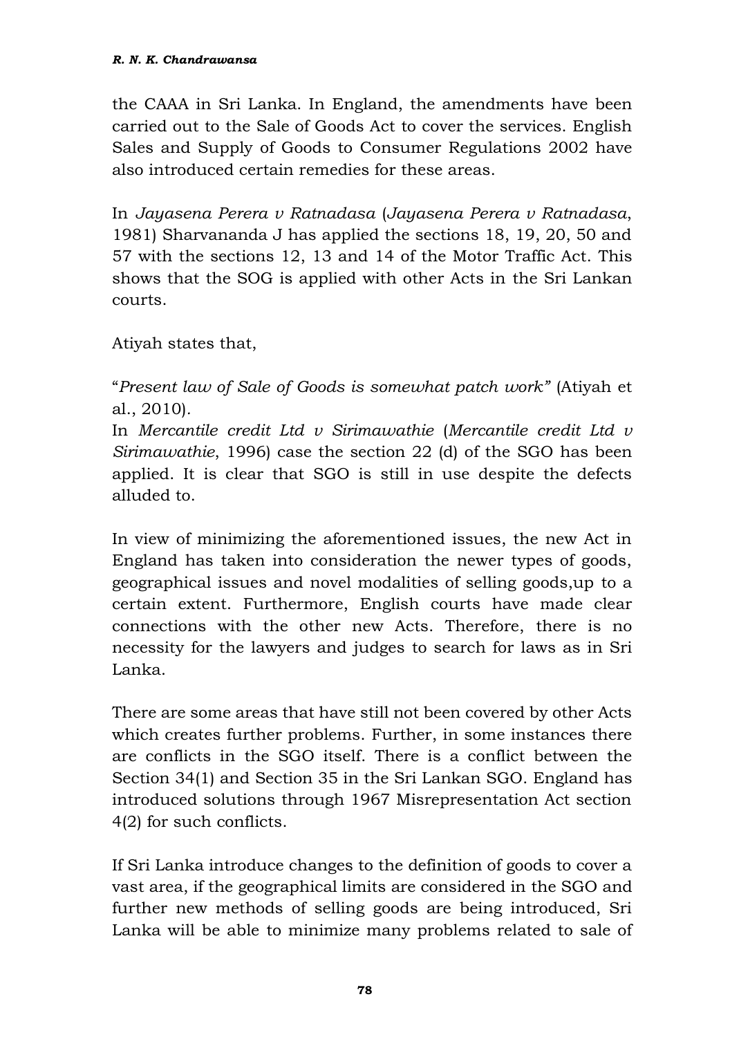the CAAA in Sri Lanka. In England, the amendments have been carried out to the Sale of Goods Act to cover the services. English Sales and Supply of Goods to Consumer Regulations 2002 have also introduced certain remedies for these areas.

In *Jayasena Perera v Ratnadasa* (*Jayasena Perera v Ratnadasa*, 1981) Sharvananda J has applied the sections 18, 19, 20, 50 and 57 with the sections 12, 13 and 14 of the Motor Traffic Act. This shows that the SOG is applied with other Acts in the Sri Lankan courts.

Atiyah states that,

"*Present law of Sale of Goods is somewhat patch work"* (Atiyah et al., 2010).

In *Mercantile credit Ltd v Sirimawathie* (*Mercantile credit Ltd v Sirimawathie*, 1996) case the section 22 (d) of the SGO has been applied. It is clear that SGO is still in use despite the defects alluded to.

In view of minimizing the aforementioned issues, the new Act in England has taken into consideration the newer types of goods, geographical issues and novel modalities of selling goods,up to a certain extent. Furthermore, English courts have made clear connections with the other new Acts. Therefore, there is no necessity for the lawyers and judges to search for laws as in Sri Lanka.

There are some areas that have still not been covered by other Acts which creates further problems. Further, in some instances there are conflicts in the SGO itself. There is a conflict between the Section 34(1) and Section 35 in the Sri Lankan SGO. England has introduced solutions through 1967 Misrepresentation Act section 4(2) for such conflicts.

If Sri Lanka introduce changes to the definition of goods to cover a vast area, if the geographical limits are considered in the SGO and further new methods of selling goods are being introduced, Sri Lanka will be able to minimize many problems related to sale of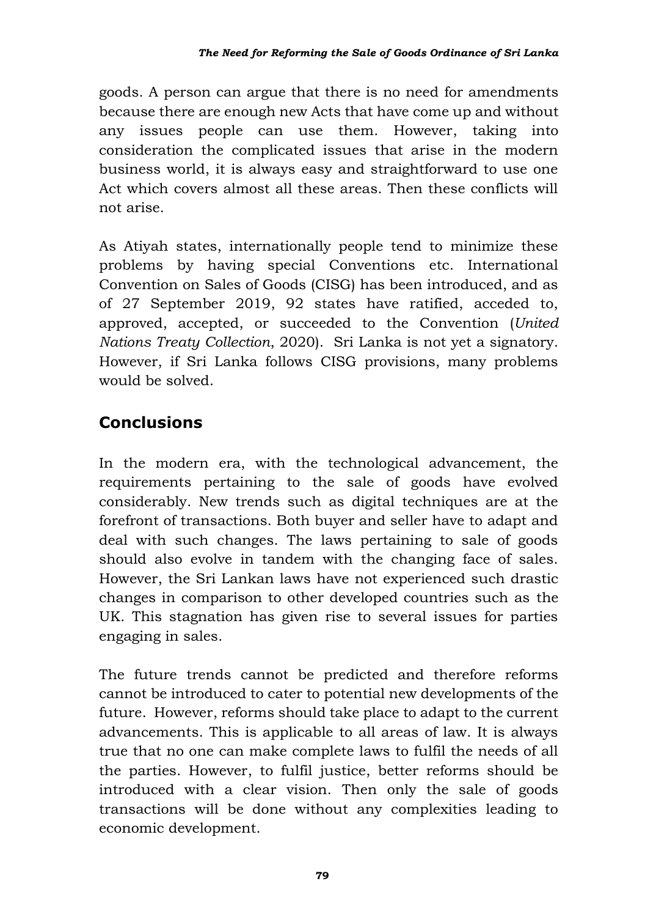goods. A person can argue that there is no need for amendments because there are enough new Acts that have come up and without any issues people can use them. However, taking into consideration the complicated issues that arise in the modern business world, it is always easy and straightforward to use one Act which covers almost all these areas. Then these conflicts will not arise.

As Atiyah states, internationally people tend to minimize these problems by having special Conventions etc. International Convention on Sales of Goods (CISG) has been introduced, and as of 27 September 2019, 92 states have ratified, acceded to, approved, accepted, or succeeded to the Convention (*United Nations Treaty Collection*, 2020). Sri Lanka is not yet a signatory. However, if Sri Lanka follows CISG provisions, many problems would be solved.

## Conclusions

In the modern era, with the technological advancement, the requirements pertaining to the sale of goods have evolved considerably. New trends such as digital techniques are at the forefront of transactions. Both buyer and seller have to adapt and deal with such changes. The laws pertaining to sale of goods should also evolve in tandem with the changing face of sales. However, the Sri Lankan laws have not experienced such drastic changes in comparison to other developed countries such as the UK. This stagnation has given rise to several issues for parties engaging in sales.

The future trends cannot be predicted and therefore reforms cannot be introduced to cater to potential new developments of the future. However, reforms should take place to adapt to the current advancements. This is applicable to all areas of law. It is always true that no one can make complete laws to fulfil the needs of all the parties. However, to fulfil justice, better reforms should be introduced with a clear vision. Then only the sale of goods transactions will be done without any complexities leading to economic development.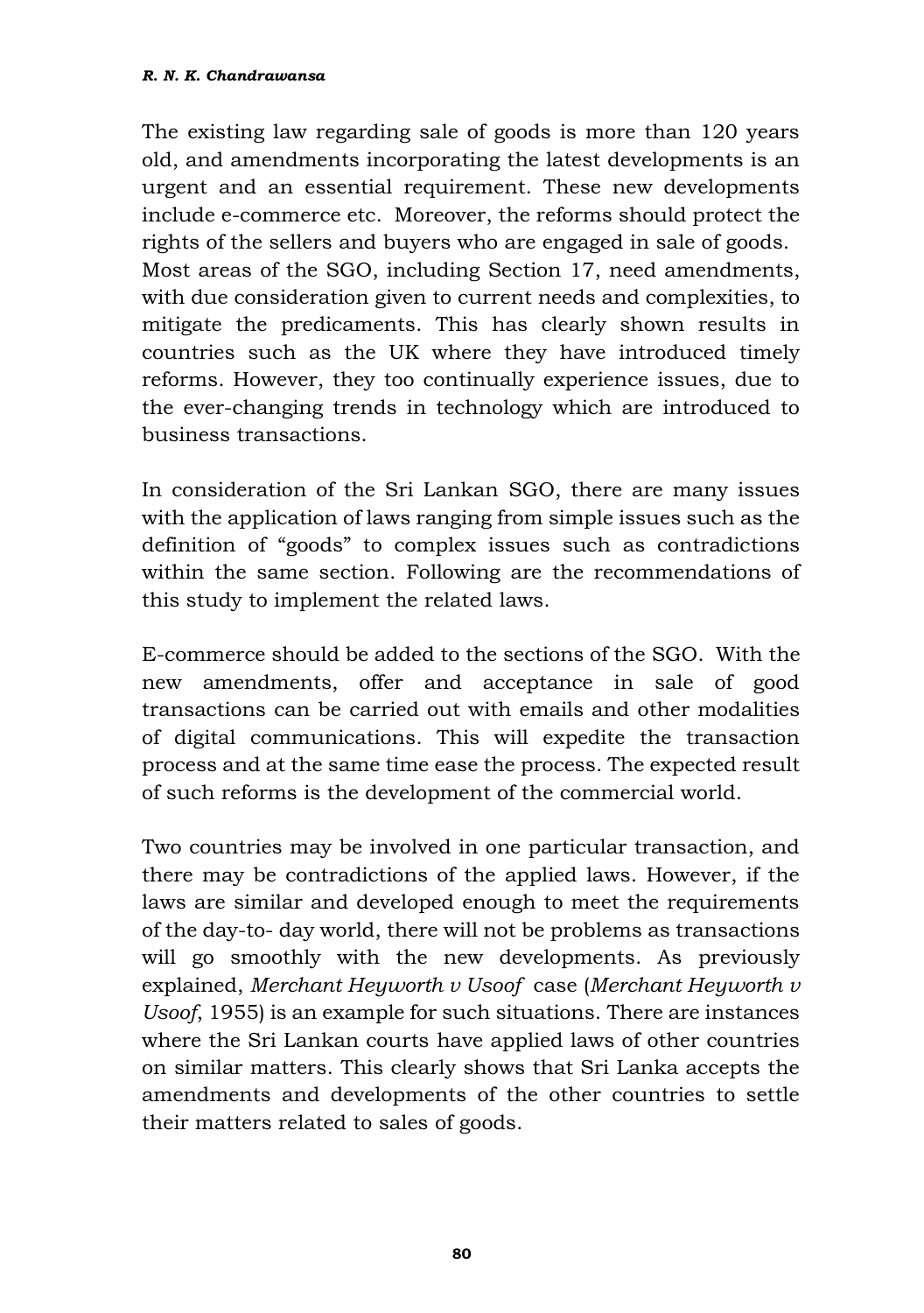The existing law regarding sale of goods is more than 120 years old, and amendments incorporating the latest developments is an urgent and an essential requirement. These new developments include e-commerce etc. Moreover, the reforms should protect the rights of the sellers and buyers who are engaged in sale of goods. Most areas of the SGO, including Section 17, need amendments, with due consideration given to current needs and complexities, to mitigate the predicaments. This has clearly shown results in countries such as the UK where they have introduced timely reforms. However, they too continually experience issues, due to the ever-changing trends in technology which are introduced to business transactions.

In consideration of the Sri Lankan SGO, there are many issues with the application of laws ranging from simple issues such as the definition of "goods" to complex issues such as contradictions within the same section. Following are the recommendations of this study to implement the related laws.

E-commerce should be added to the sections of the SGO. With the new amendments, offer and acceptance in sale of good transactions can be carried out with emails and other modalities of digital communications. This will expedite the transaction process and at the same time ease the process. The expected result of such reforms is the development of the commercial world.

Two countries may be involved in one particular transaction, and there may be contradictions of the applied laws. However, if the laws are similar and developed enough to meet the requirements of the day-to- day world, there will not be problems as transactions will go smoothly with the new developments. As previously explained, *Merchant Heyworth v Usoof* case (*Merchant Heyworth v Usoof*, 1955) is an example for such situations. There are instances where the Sri Lankan courts have applied laws of other countries on similar matters. This clearly shows that Sri Lanka accepts the amendments and developments of the other countries to settle their matters related to sales of goods.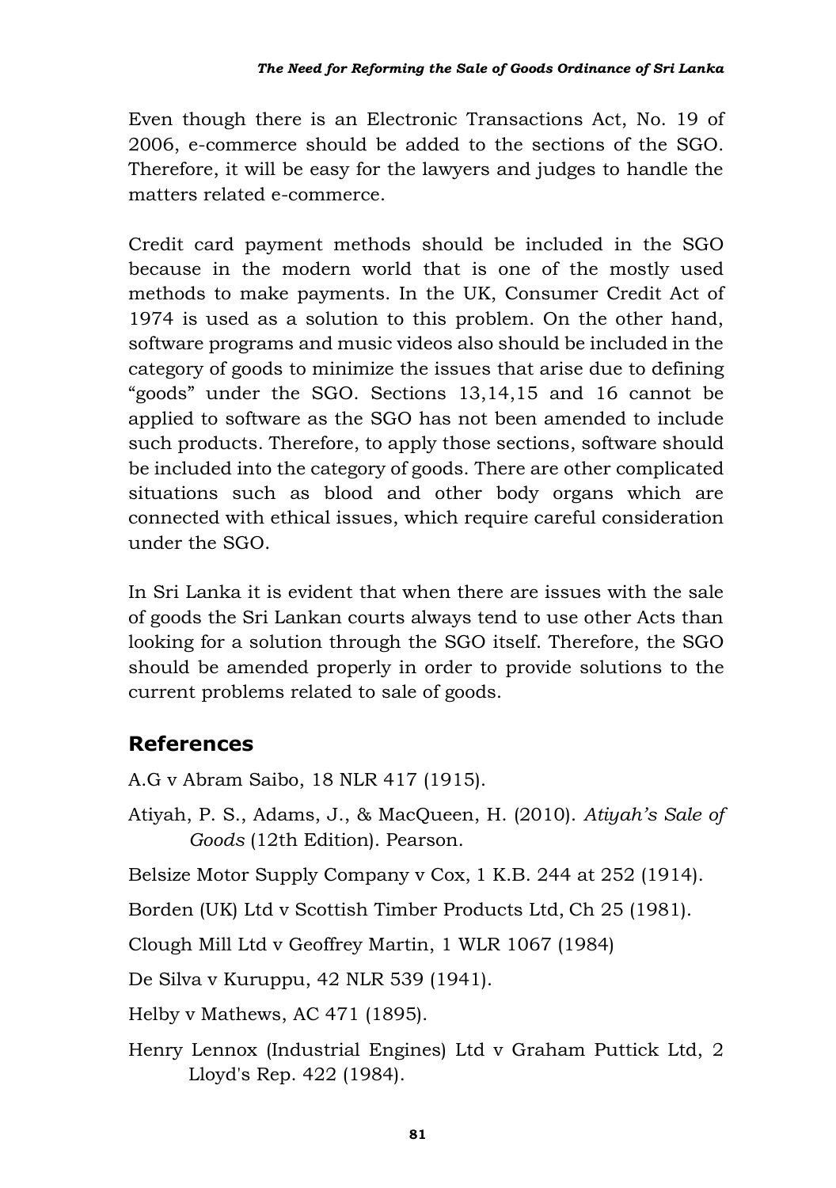Even though there is an Electronic Transactions Act, No. 19 of 2006, e-commerce should be added to the sections of the SGO. Therefore, it will be easy for the lawyers and judges to handle the matters related e-commerce.

Credit card payment methods should be included in the SGO because in the modern world that is one of the mostly used methods to make payments. In the UK, Consumer Credit Act of 1974 is used as a solution to this problem. On the other hand, software programs and music videos also should be included in the category of goods to minimize the issues that arise due to defining "goods" under the SGO. Sections 13,14,15 and 16 cannot be applied to software as the SGO has not been amended to include such products. Therefore, to apply those sections, software should be included into the category of goods. There are other complicated situations such as blood and other body organs which are connected with ethical issues, which require careful consideration under the SGO.

In Sri Lanka it is evident that when there are issues with the sale of goods the Sri Lankan courts always tend to use other Acts than looking for a solution through the SGO itself. Therefore, the SGO should be amended properly in order to provide solutions to the current problems related to sale of goods.

## References

A.G v Abram Saibo, 18 NLR 417 (1915).

Atiyah, P. S., Adams, J., & MacQueen, H. (2010). *Atiyah's Sale of Goods* (12th Edition). Pearson.

Belsize Motor Supply Company v Cox, 1 K.B. 244 at 252 (1914).

Borden (UK) Ltd v Scottish Timber Products Ltd, Ch 25 (1981).

Clough Mill Ltd v Geoffrey Martin, 1 WLR 1067 (1984)

De Silva v Kuruppu, 42 NLR 539 (1941).

Helby v Mathews, AC 471 (1895).

Henry Lennox (Industrial Engines) Ltd v Graham Puttick Ltd, 2 Lloyd's Rep. 422 (1984).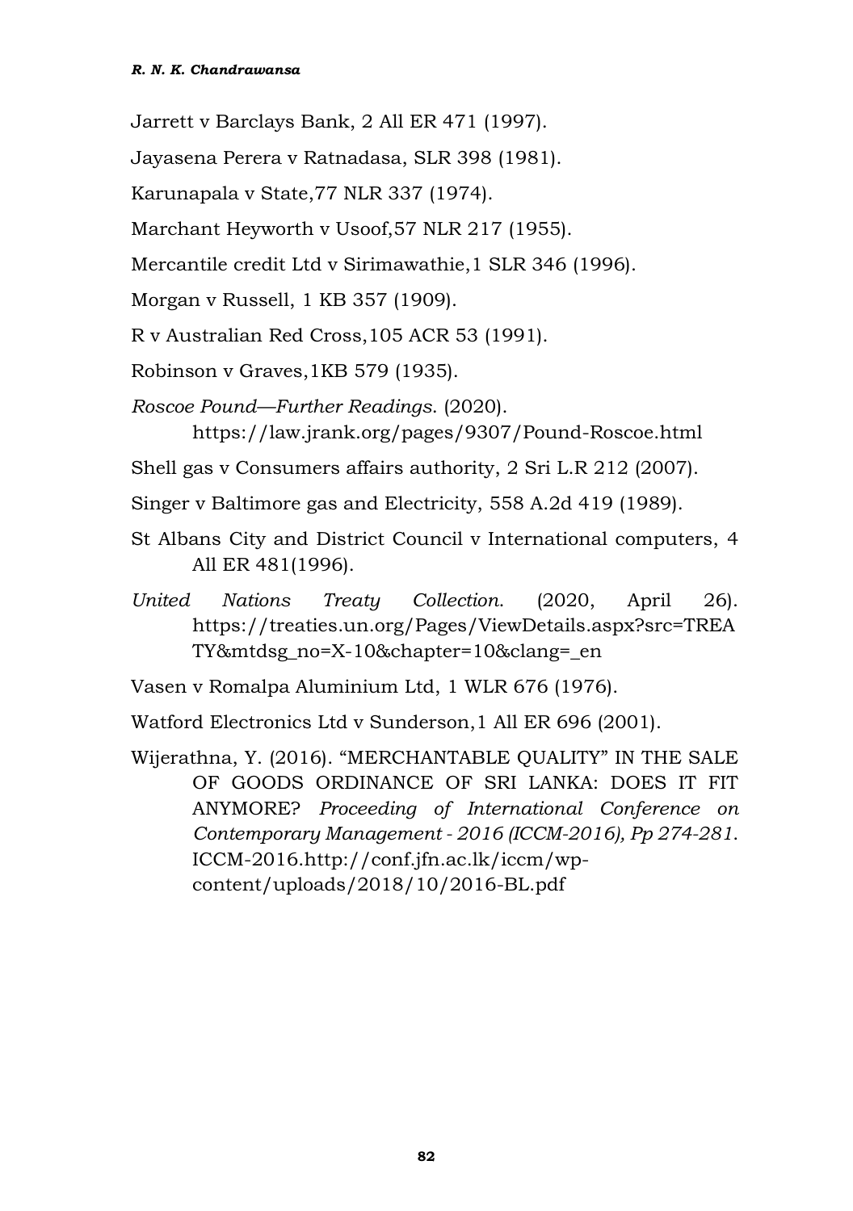Jarrett v Barclays Bank, 2 All ER 471 (1997).

Jayasena Perera v Ratnadasa, SLR 398 (1981).

Karunapala v State,77 NLR 337 (1974).

Marchant Heyworth v Usoof,57 NLR 217 (1955).

Mercantile credit Ltd v Sirimawathie,1 SLR 346 (1996).

Morgan v Russell, 1 KB 357 (1909).

R v Australian Red Cross,105 ACR 53 (1991).

Robinson v Graves,1KB 579 (1935).

*Roscoe Pound—Further Readings*. (2020). https://law.jrank.org/pages/9307/Pound-Roscoe.html

Shell gas v Consumers affairs authority, 2 Sri L.R 212 (2007).

Singer v Baltimore gas and Electricity, 558 A.2d 419 (1989).

St Albans City and District Council v International computers, 4 All ER 481(1996).

*United Nations Treaty Collection*. (2020, April 26). https://treaties.un.org/Pages/ViewDetails.aspx?src=TREATY&mtdsg_no=X-10&chapter=10&clang=_en

Vasen v Romalpa Aluminium Ltd, 1 WLR 676 (1976).

Watford Electronics Ltd v Sunderson,1 All ER 696 (2001).

Wijerathna, Y. (2016). "MERCHANTABLE QUALITY" IN THE SALE OF GOODS ORDINANCE OF SRI LANKA: DOES IT FIT ANYMORE? *Proceeding of International Conference on Contemporary Management - 2016 (ICCM-2016), Pp 274-281*. ICCM-2016.http://conf.jfn.ac.lk/iccm/wp-content/uploads/2018/10/2016-BL.pdf